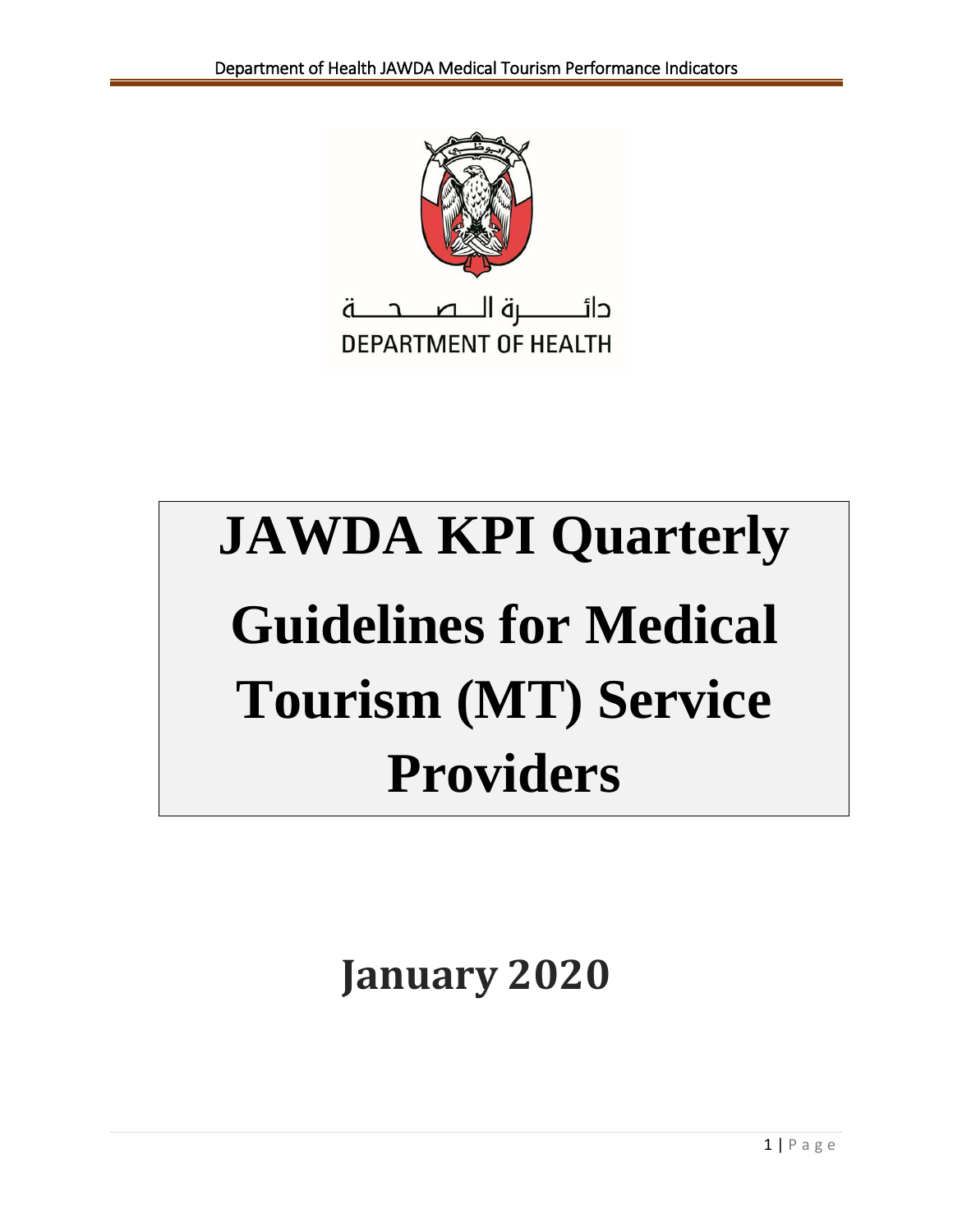دائـــــرة الـــصـــحـــة
DEPARTMENT OF HEALTH

# JAWDA KPI Quarterly Guidelines for Medical Tourism (MT) Service Providers

## January 2020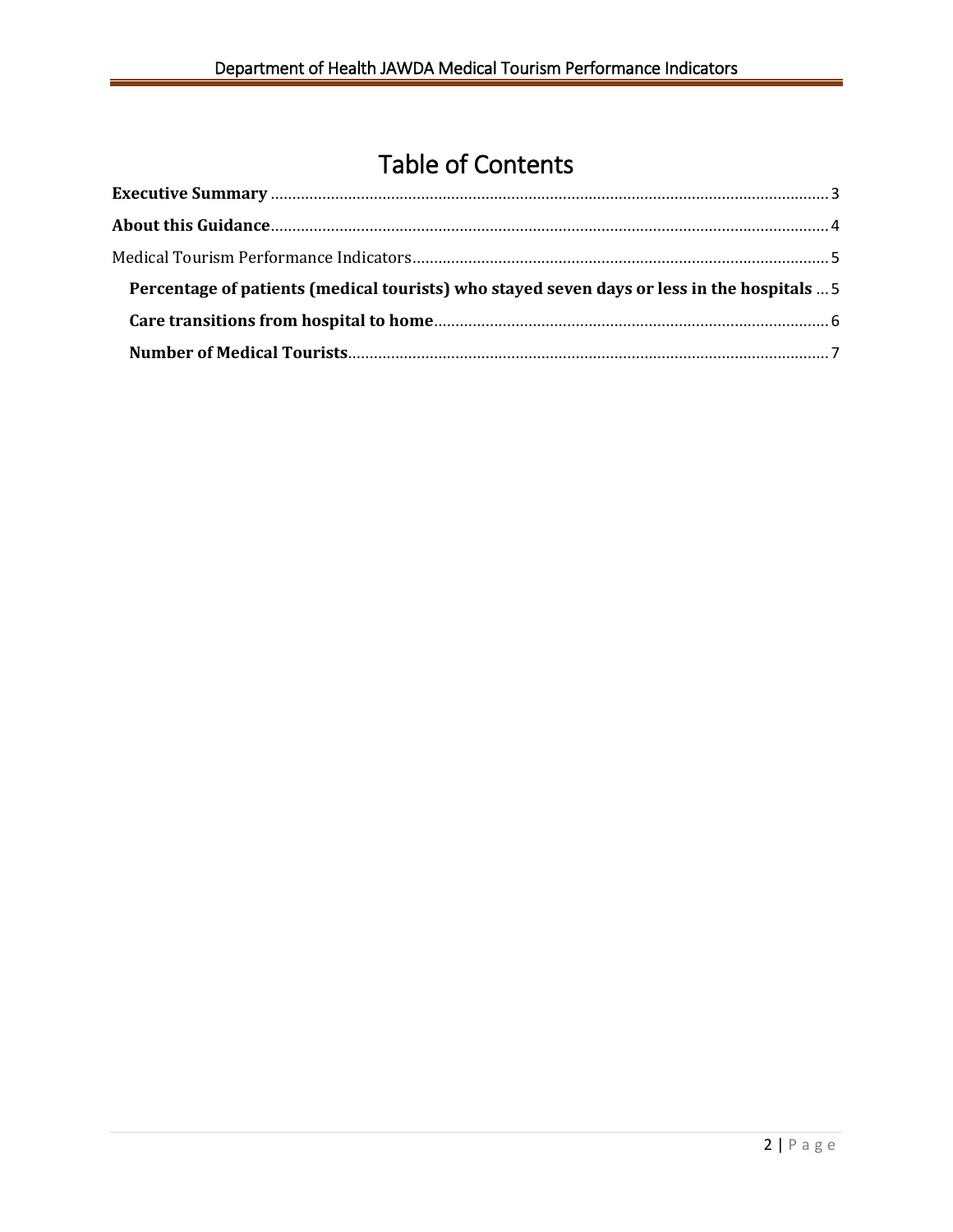# Table of Contents

**Executive Summary** ..... 3

**About this Guidance** ..... 4

Medical Tourism Performance Indicators ..... 5

- **Percentage of patients (medical tourists) who stayed seven days or less in the hospitals** ..... 5
- **Care transitions from hospital to home** ..... 6
- **Number of Medical Tourists** ..... 7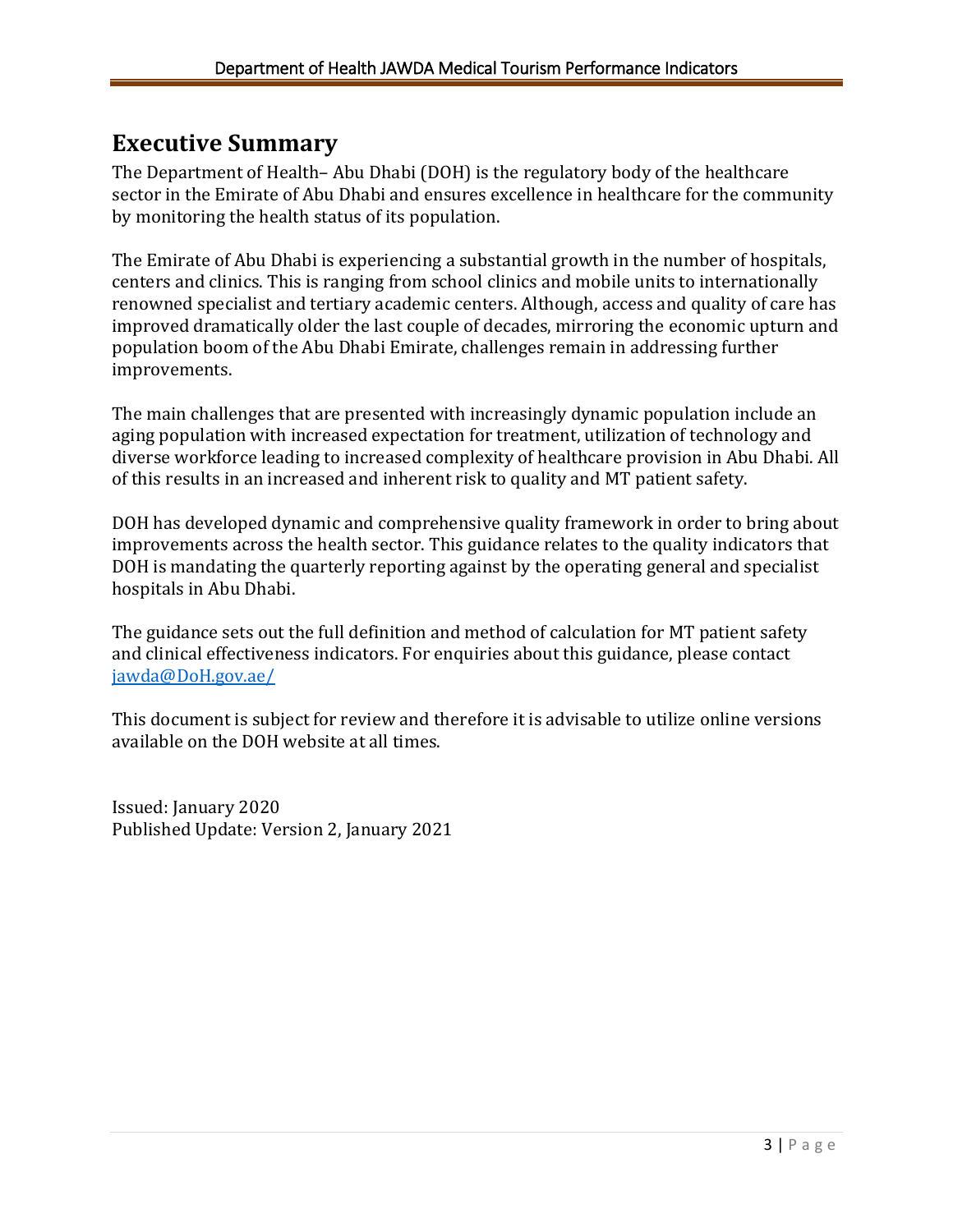# Executive Summary

The Department of Health– Abu Dhabi (DOH) is the regulatory body of the healthcare sector in the Emirate of Abu Dhabi and ensures excellence in healthcare for the community by monitoring the health status of its population.

The Emirate of Abu Dhabi is experiencing a substantial growth in the number of hospitals, centers and clinics. This is ranging from school clinics and mobile units to internationally renowned specialist and tertiary academic centers. Although, access and quality of care has improved dramatically older the last couple of decades, mirroring the economic upturn and population boom of the Abu Dhabi Emirate, challenges remain in addressing further improvements.

The main challenges that are presented with increasingly dynamic population include an aging population with increased expectation for treatment, utilization of technology and diverse workforce leading to increased complexity of healthcare provision in Abu Dhabi. All of this results in an increased and inherent risk to quality and MT patient safety.

DOH has developed dynamic and comprehensive quality framework in order to bring about improvements across the health sector. This guidance relates to the quality indicators that DOH is mandating the quarterly reporting against by the operating general and specialist hospitals in Abu Dhabi.

The guidance sets out the full definition and method of calculation for MT patient safety and clinical effectiveness indicators. For enquiries about this guidance, please contact [jawda@DoH.gov.ae/](mailto:jawda@DoH.gov.ae)

This document is subject for review and therefore it is advisable to utilize online versions available on the DOH website at all times.

Issued: January 2020
Published Update: Version 2, January 2021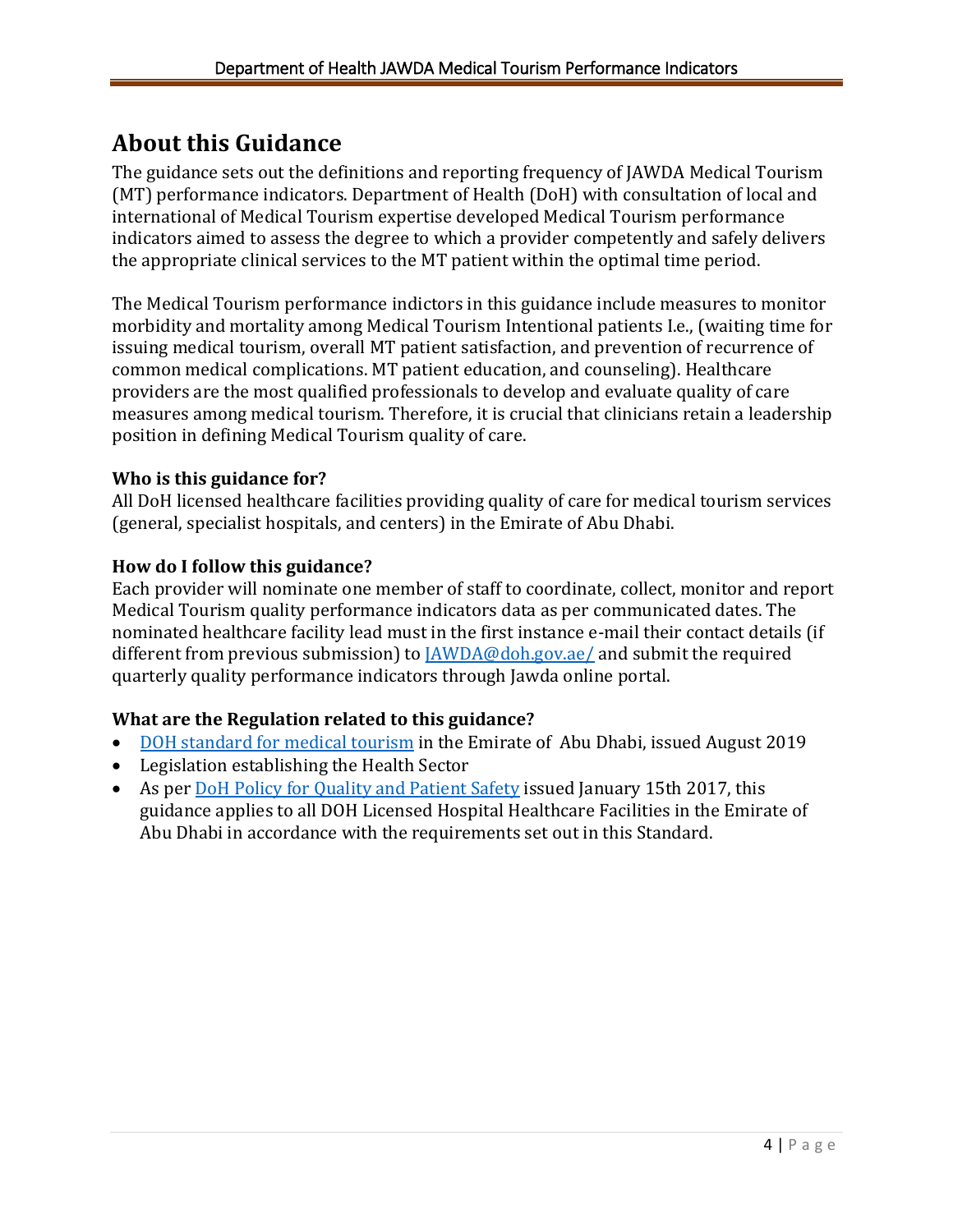# About this Guidance

The guidance sets out the definitions and reporting frequency of JAWDA Medical Tourism (MT) performance indicators. Department of Health (DoH) with consultation of local and international of Medical Tourism expertise developed Medical Tourism performance indicators aimed to assess the degree to which a provider competently and safely delivers the appropriate clinical services to the MT patient within the optimal time period.

The Medical Tourism performance indictors in this guidance include measures to monitor morbidity and mortality among Medical Tourism Intentional patients I.e., (waiting time for issuing medical tourism, overall MT patient satisfaction, and prevention of recurrence of common medical complications. MT patient education, and counseling). Healthcare providers are the most qualified professionals to develop and evaluate quality of care measures among medical tourism. Therefore, it is crucial that clinicians retain a leadership position in defining Medical Tourism quality of care.

### Who is this guidance for?

All DoH licensed healthcare facilities providing quality of care for medical tourism services (general, specialist hospitals, and centers) in the Emirate of Abu Dhabi.

### How do I follow this guidance?

Each provider will nominate one member of staff to coordinate, collect, monitor and report Medical Tourism quality performance indicators data as per communicated dates. The nominated healthcare facility lead must in the first instance e-mail their contact details (if different from previous submission) to JAWDA@doh.gov.ae/ and submit the required quarterly quality performance indicators through Jawda online portal.

### What are the Regulation related to this guidance?

- DOH standard for medical tourism in the Emirate of Abu Dhabi, issued August 2019
- Legislation establishing the Health Sector
- As per DoH Policy for Quality and Patient Safety issued January 15th 2017, this guidance applies to all DOH Licensed Hospital Healthcare Facilities in the Emirate of Abu Dhabi in accordance with the requirements set out in this Standard.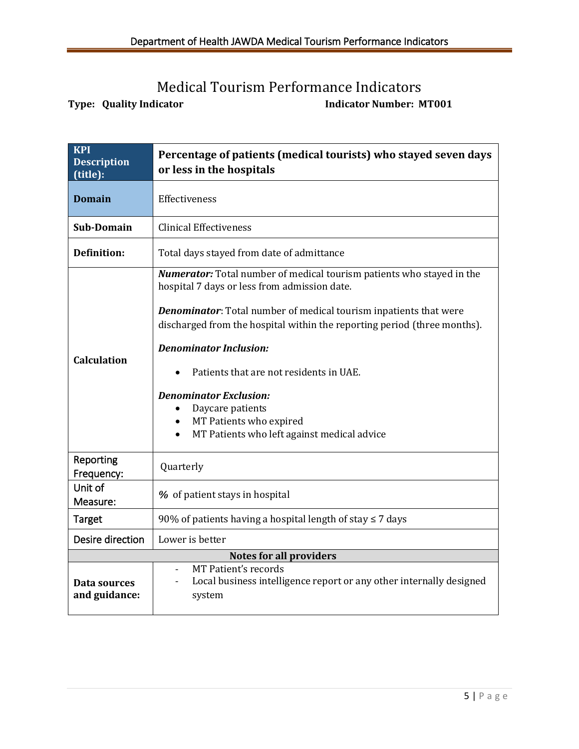# Medical Tourism Performance Indicators

**Type: Quality Indicator** **Indicator Number: MT001**

| **KPI Description (title):** | **Percentage of patients (medical tourists) who stayed seven days or less in the hospitals** |
|---|---|
| **Domain** | Effectiveness |
| **Sub-Domain** | Clinical Effectiveness |
| **Definition:** | Total days stayed from date of admittance |
| **Calculation** | ***Numerator:*** Total number of medical tourism patients who stayed in the hospital 7 days or less from admission date.<br><br>***Denominator***: Total number of medical tourism inpatients that were discharged from the hospital within the reporting period (three months).<br><br>***Denominator Inclusion:***<br>• Patients that are not residents in UAE.<br><br>***Denominator Exclusion:***<br>• Daycare patients<br>• MT Patients who expired<br>• MT Patients who left against medical advice |
| Reporting Frequency: | Quarterly |
| Unit of Measure: | ***%*** of patient stays in hospital |
| Target | 90% of patients having a hospital length of stay ≤ 7 days |
| Desire direction | Lower is better |
| **Notes for all providers** | |
| **Data sources and guidance:** | - MT Patient's records<br>- Local business intelligence report or any other internally designed system |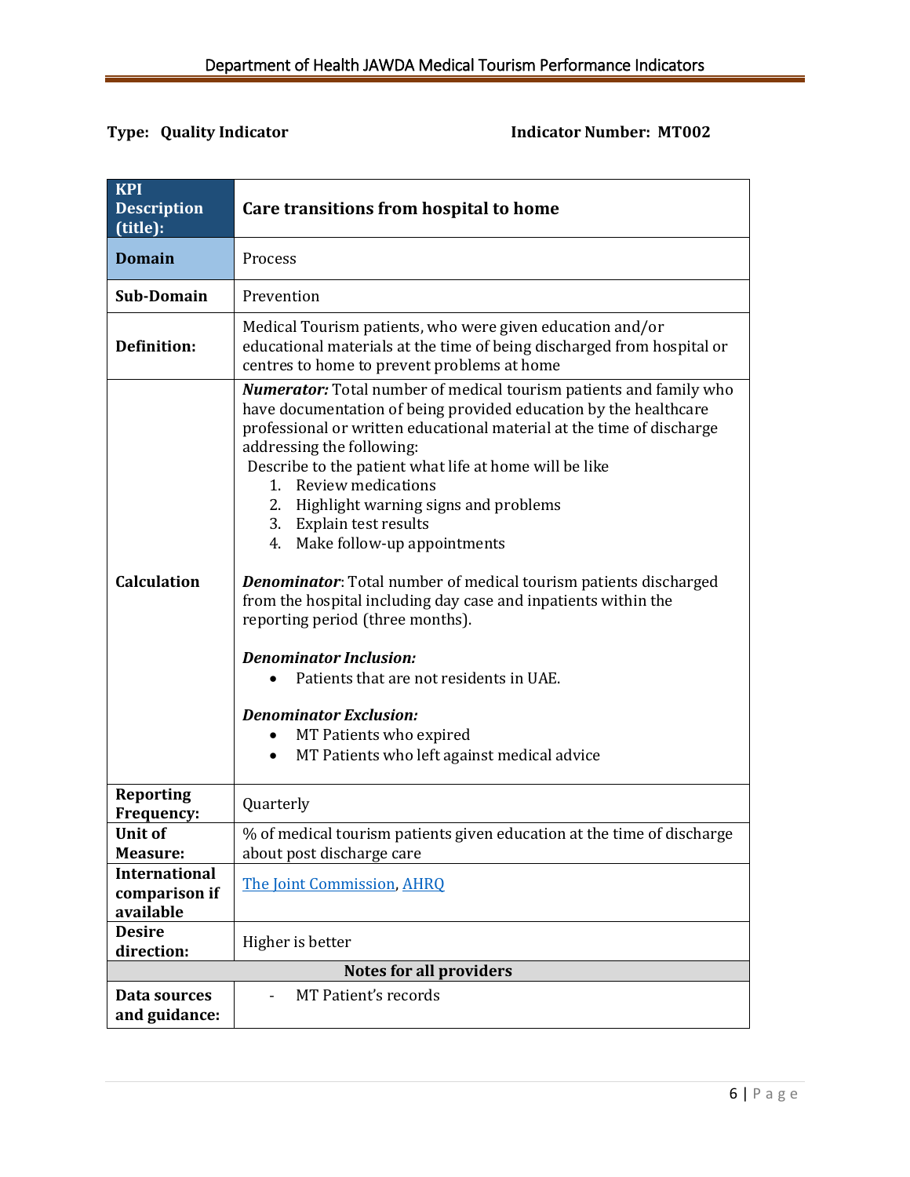**Type: Quality Indicator** **Indicator Number: MT002**

| **KPI Description (title):** | **Care transitions from hospital to home** |
|---|---|
| **Domain** | Process |
| **Sub-Domain** | Prevention |
| **Definition:** | Medical Tourism patients, who were given education and/or educational materials at the time of being discharged from hospital or centres to home to prevent problems at home |
| **Calculation** | ***Numerator:*** Total number of medical tourism patients and family who have documentation of being provided education by the healthcare professional or written educational material at the time of discharge addressing the following:<br>Describe to the patient what life at home will be like<br>1. Review medications<br>2. Highlight warning signs and problems<br>3. Explain test results<br>4. Make follow-up appointments<br><br>***Denominator***: Total number of medical tourism patients discharged from the hospital including day case and inpatients within the reporting period (three months).<br><br>***Denominator Inclusion:***<br>• Patients that are not residents in UAE.<br><br>***Denominator Exclusion:***<br>• MT Patients who expired<br>• MT Patients who left against medical advice |
| **Reporting Frequency:** | Quarterly |
| **Unit of Measure:** | % of medical tourism patients given education at the time of discharge about post discharge care |
| **International comparison if available** | The Joint Commission, AHRQ |
| **Desire direction:** | Higher is better |
| **Notes for all providers** | |
| **Data sources and guidance:** | - MT Patient's records |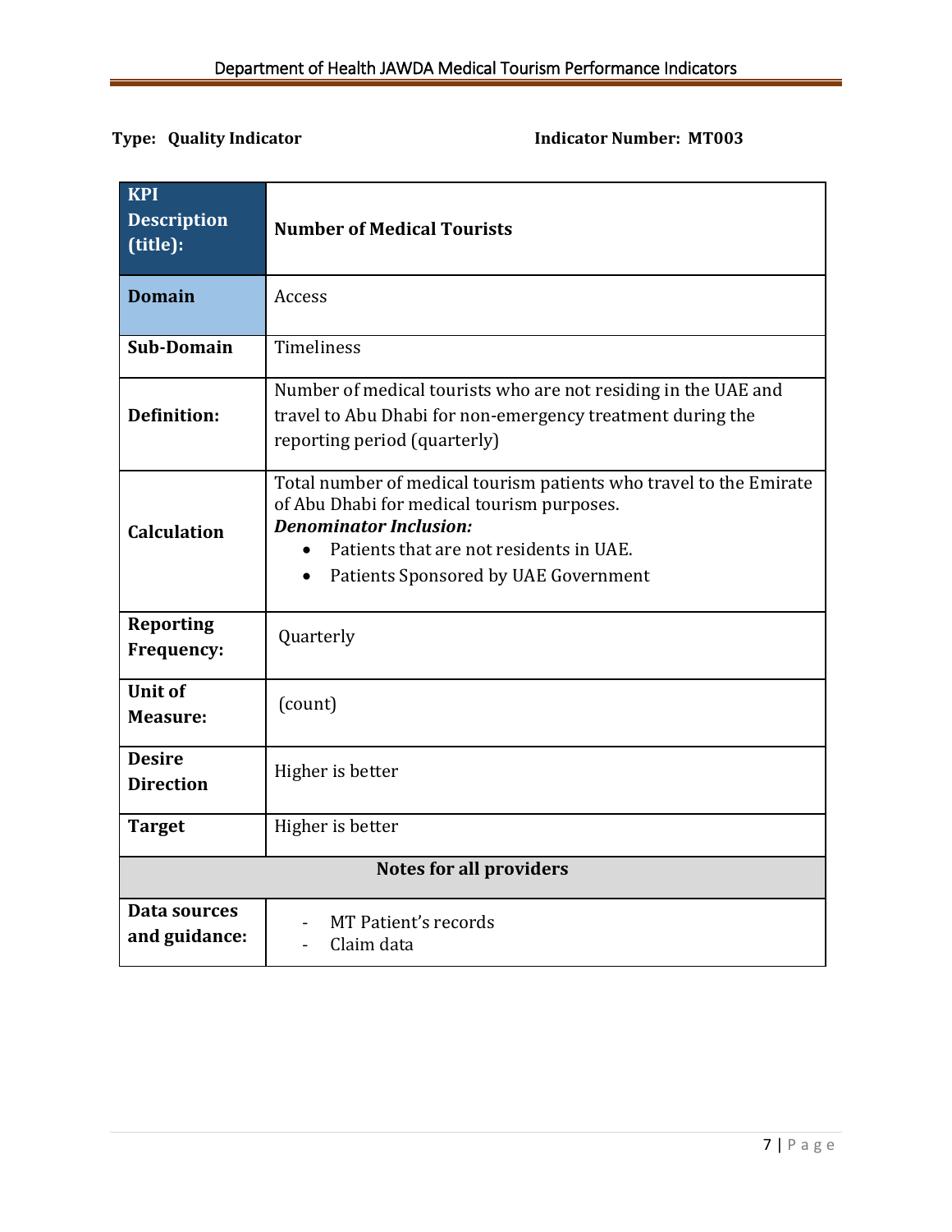**Type: Quality Indicator** **Indicator Number: MT003**

| | |
|---|---|
| **KPI Description (title):** | **Number of Medical Tourists** |
| **Domain** | Access |
| **Sub-Domain** | Timeliness |
| **Definition:** | Number of medical tourists who are not residing in the UAE and travel to Abu Dhabi for non-emergency treatment during the reporting period (quarterly) |
| **Calculation** | Total number of medical tourism patients who travel to the Emirate of Abu Dhabi for medical tourism purposes.<br>***Denominator Inclusion:***<br>• Patients that are not residents in UAE.<br>• Patients Sponsored by UAE Government |
| **Reporting Frequency:** | Quarterly |
| **Unit of Measure:** | (count) |
| **Desire Direction** | Higher is better |
| **Target** | Higher is better |
| **Notes for all providers** | |
| **Data sources and guidance:** | - MT Patient's records<br>- Claim data |